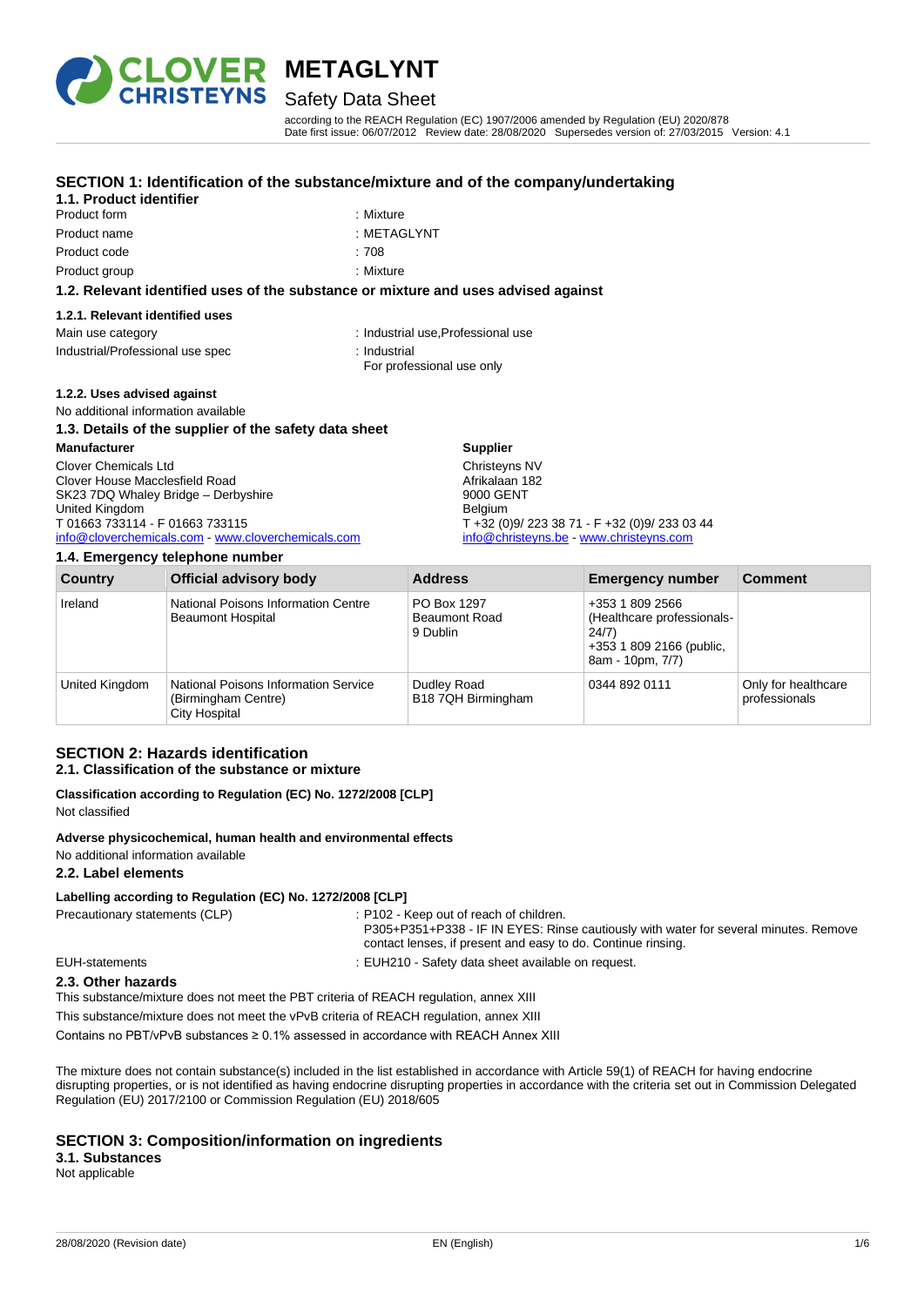# METAGLYNT

## Safety Data Sheet

according to the REACH Regulation (EC) 1907/2006 amended by Regulation (EU) 2020/878
Date first issue: 06/07/2012 Review date: 28/08/2020 Supersedes version of: 27/03/2015 Version: 4.1

## SECTION 1: Identification of the substance/mixture and of the company/undertaking

### 1.1. Product identifier

Product form : Mixture
Product name : METAGLYNT
Product code : 708
Product group : Mixture

### 1.2. Relevant identified uses of the substance or mixture and uses advised against

#### 1.2.1. Relevant identified uses

Main use category : Industrial use,Professional use
Industrial/Professional use spec : Industrial
For professional use only

#### 1.2.2. Uses advised against

No additional information available

### 1.3. Details of the supplier of the safety data sheet

**Manufacturer**
Clover Chemicals Ltd
Clover House Macclesfield Road
SK23 7DQ Whaley Bridge – Derbyshire
United Kingdom
T 01663 733114 - F 01663 733115
info@cloverchemicals.com - www.cloverchemicals.com

**Supplier**
Christeyns NV
Afrikalaan 182
9000 GENT
Belgium
T +32 (0)9/ 223 38 71 - F +32 (0)9/ 233 03 44
info@christeyns.be - www.christeyns.com

### 1.4. Emergency telephone number

| Country | Official advisory body | Address | Emergency number | Comment |
|---|---|---|---|---|
| Ireland | National Poisons Information Centre Beaumont Hospital | PO Box 1297 Beaumont Road 9 Dublin | +353 1 809 2566 (Healthcare professionals-24/7) +353 1 809 2166 (public, 8am - 10pm, 7/7) | |
| United Kingdom | National Poisons Information Service (Birmingham Centre) City Hospital | Dudley Road B18 7QH Birmingham | 0344 892 0111 | Only for healthcare professionals |

## SECTION 2: Hazards identification

### 2.1. Classification of the substance or mixture

**Classification according to Regulation (EC) No. 1272/2008 [CLP]**
Not classified

**Adverse physicochemical, human health and environmental effects**
No additional information available

### 2.2. Label elements

**Labelling according to Regulation (EC) No. 1272/2008 [CLP]**

Precautionary statements (CLP) : P102 - Keep out of reach of children.
P305+P351+P338 - IF IN EYES: Rinse cautiously with water for several minutes. Remove contact lenses, if present and easy to do. Continue rinsing.

EUH-statements : EUH210 - Safety data sheet available on request.

### 2.3. Other hazards

This substance/mixture does not meet the PBT criteria of REACH regulation, annex XIII

This substance/mixture does not meet the vPvB criteria of REACH regulation, annex XIII

Contains no PBT/vPvB substances ≥ 0.1% assessed in accordance with REACH Annex XIII

The mixture does not contain substance(s) included in the list established in accordance with Article 59(1) of REACH for having endocrine disrupting properties, or is not identified as having endocrine disrupting properties in accordance with the criteria set out in Commission Delegated Regulation (EU) 2017/2100 or Commission Regulation (EU) 2018/605

## SECTION 3: Composition/information on ingredients

### 3.1. Substances

Not applicable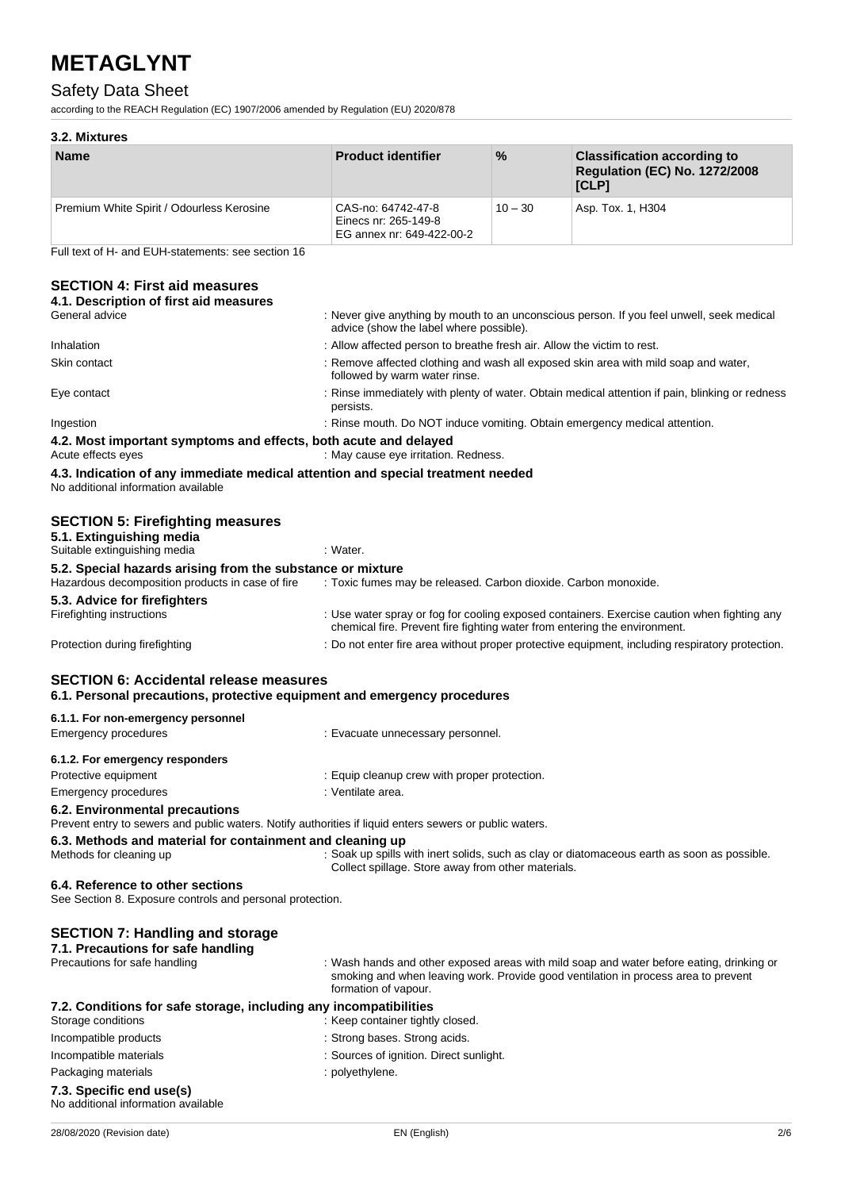### 3.2. Mixtures

| Name | Product identifier | % | Classification according to Regulation (EC) No. 1272/2008 [CLP] |
|---|---|---|---|
| Premium White Spirit / Odourless Kerosine | CAS-no: 64742-47-8<br>Einecs nr: 265-149-8<br>EG annex nr: 649-422-00-2 | 10 – 30 | Asp. Tox. 1, H304 |

Full text of H- and EUH-statements: see section 16

## SECTION 4: First aid measures

### 4.1. Description of first aid measures

General advice : Never give anything by mouth to an unconscious person. If you feel unwell, seek medical advice (show the label where possible).

Inhalation : Allow affected person to breathe fresh air. Allow the victim to rest.

Skin contact : Remove affected clothing and wash all exposed skin area with mild soap and water, followed by warm water rinse.

Eye contact : Rinse immediately with plenty of water. Obtain medical attention if pain, blinking or redness persists.

Ingestion : Rinse mouth. Do NOT induce vomiting. Obtain emergency medical attention.

### 4.2. Most important symptoms and effects, both acute and delayed

Acute effects eyes : May cause eye irritation. Redness.

### 4.3. Indication of any immediate medical attention and special treatment needed

No additional information available

## SECTION 5: Firefighting measures

### 5.1. Extinguishing media

Suitable extinguishing media : Water.

### 5.2. Special hazards arising from the substance or mixture

Hazardous decomposition products in case of fire : Toxic fumes may be released. Carbon dioxide. Carbon monoxide.

### 5.3. Advice for firefighters

Firefighting instructions : Use water spray or fog for cooling exposed containers. Exercise caution when fighting any chemical fire. Prevent fire fighting water from entering the environment.

Protection during firefighting : Do not enter fire area without proper protective equipment, including respiratory protection.

## SECTION 6: Accidental release measures

### 6.1. Personal precautions, protective equipment and emergency procedures

#### 6.1.1. For non-emergency personnel

Emergency procedures : Evacuate unnecessary personnel.

#### 6.1.2. For emergency responders

Protective equipment : Equip cleanup crew with proper protection.

Emergency procedures : Ventilate area.

### 6.2. Environmental precautions

Prevent entry to sewers and public waters. Notify authorities if liquid enters sewers or public waters.

### 6.3. Methods and material for containment and cleaning up

Methods for cleaning up : Soak up spills with inert solids, such as clay or diatomaceous earth as soon as possible. Collect spillage. Store away from other materials.

### 6.4. Reference to other sections

See Section 8. Exposure controls and personal protection.

## SECTION 7: Handling and storage

### 7.1. Precautions for safe handling

Precautions for safe handling : Wash hands and other exposed areas with mild soap and water before eating, drinking or smoking and when leaving work. Provide good ventilation in process area to prevent formation of vapour.

### 7.2. Conditions for safe storage, including any incompatibilities

Storage conditions : Keep container tightly closed.

Incompatible products : Strong bases. Strong acids.

Incompatible materials : Sources of ignition. Direct sunlight.

Packaging materials : polyethylene.

### 7.3. Specific end use(s)

No additional information available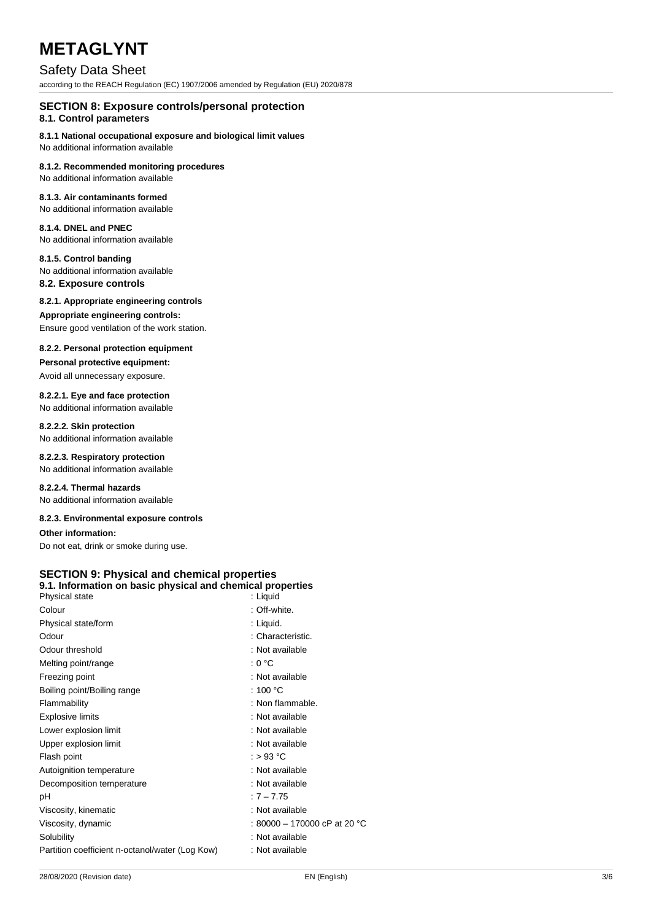## SECTION 8: Exposure controls/personal protection

### 8.1. Control parameters

**8.1.1 National occupational exposure and biological limit values**

No additional information available

**8.1.2. Recommended monitoring procedures**

No additional information available

**8.1.3. Air contaminants formed**

No additional information available

**8.1.4. DNEL and PNEC**

No additional information available

**8.1.5. Control banding**

No additional information available

### 8.2. Exposure controls

**8.2.1. Appropriate engineering controls**

**Appropriate engineering controls:**

Ensure good ventilation of the work station.

**8.2.2. Personal protection equipment**

**Personal protective equipment:**

Avoid all unnecessary exposure.

**8.2.2.1. Eye and face protection**

No additional information available

**8.2.2.2. Skin protection**

No additional information available

**8.2.2.3. Respiratory protection**

No additional information available

**8.2.2.4. Thermal hazards**

No additional information available

**8.2.3. Environmental exposure controls**

**Other information:**

Do not eat, drink or smoke during use.

## SECTION 9: Physical and chemical properties

### 9.1. Information on basic physical and chemical properties

| Property | Value |
|---|---|
| Physical state | : Liquid |
| Colour | : Off-white. |
| Physical state/form | : Liquid. |
| Odour | : Characteristic. |
| Odour threshold | : Not available |
| Melting point/range | : 0 °C |
| Freezing point | : Not available |
| Boiling point/Boiling range | : 100 °C |
| Flammability | : Non flammable. |
| Explosive limits | : Not available |
| Lower explosion limit | : Not available |
| Upper explosion limit | : Not available |
| Flash point | : > 93 °C |
| Autoignition temperature | : Not available |
| Decomposition temperature | : Not available |
| pH | : 7 – 7.75 |
| Viscosity, kinematic | : Not available |
| Viscosity, dynamic | : 80000 – 170000 cP at 20 °C |
| Solubility | : Not available |
| Partition coefficient n-octanol/water (Log Kow) | : Not available |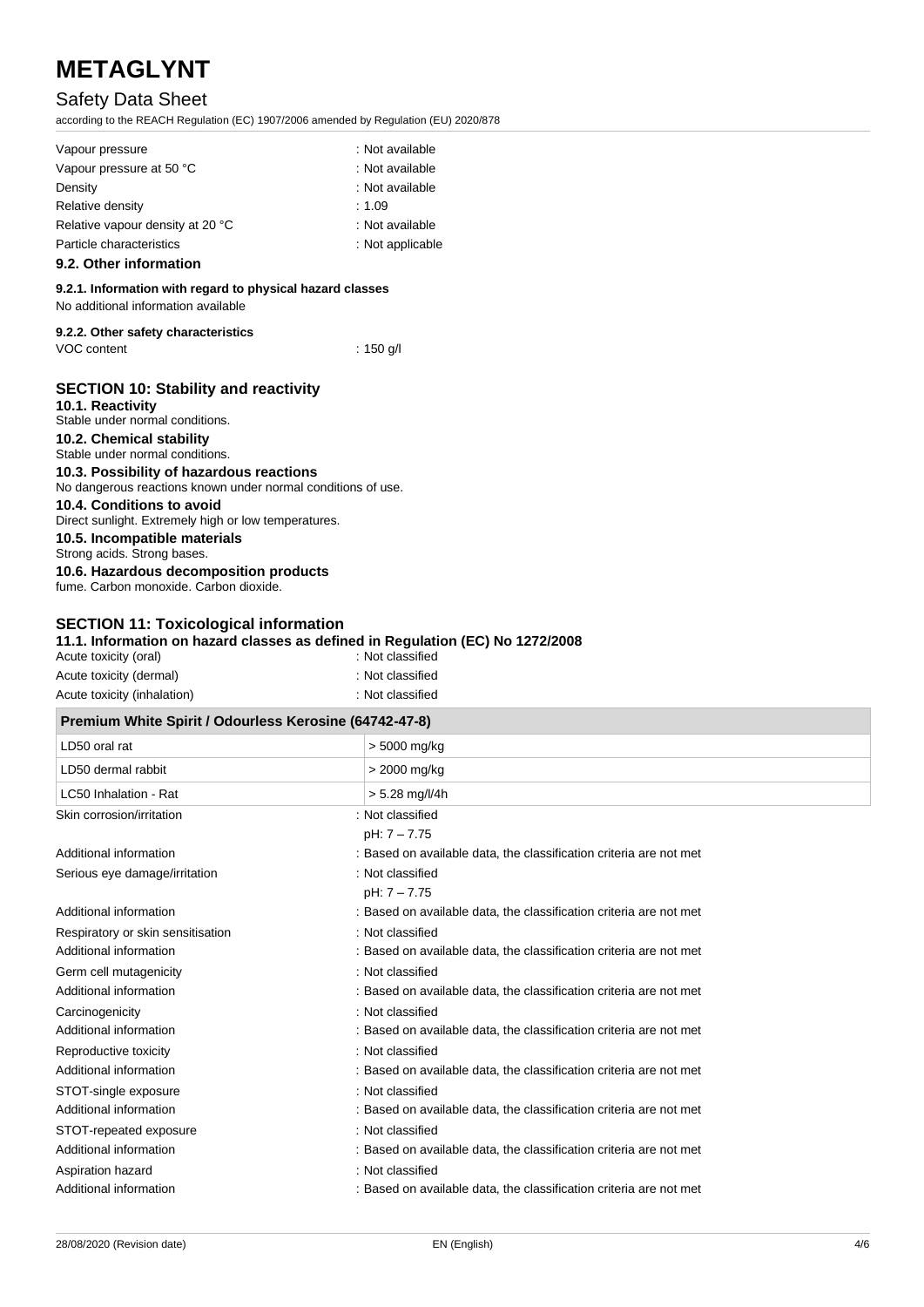| | |
|---|---|
| Vapour pressure | : Not available |
| Vapour pressure at 50 °C | : Not available |
| Density | : Not available |
| Relative density | : 1.09 |
| Relative vapour density at 20 °C | : Not available |
| Particle characteristics | : Not applicable |

### 9.2. Other information

#### 9.2.1. Information with regard to physical hazard classes

No additional information available

#### 9.2.2. Other safety characteristics

VOC content : 150 g/l

## SECTION 10: Stability and reactivity

### 10.1. Reactivity

Stable under normal conditions.

### 10.2. Chemical stability

Stable under normal conditions.

### 10.3. Possibility of hazardous reactions

No dangerous reactions known under normal conditions of use.

### 10.4. Conditions to avoid

Direct sunlight. Extremely high or low temperatures.

### 10.5. Incompatible materials

Strong acids. Strong bases.

### 10.6. Hazardous decomposition products

fume. Carbon monoxide. Carbon dioxide.

## SECTION 11: Toxicological information

### 11.1. Information on hazard classes as defined in Regulation (EC) No 1272/2008

| | |
|---|---|
| Acute toxicity (oral) | : Not classified |
| Acute toxicity (dermal) | : Not classified |
| Acute toxicity (inhalation) | : Not classified |

| Premium White Spirit / Odourless Kerosine (64742-47-8) | |
|---|---|
| LD50 oral rat | > 5000 mg/kg |
| LD50 dermal rabbit | > 2000 mg/kg |
| LC50 Inhalation - Rat | > 5.28 mg/l/4h |

| | |
|---|---|
| Skin corrosion/irritation | : Not classified<br>pH: 7 – 7.75 |
| Additional information | : Based on available data, the classification criteria are not met |
| Serious eye damage/irritation | : Not classified<br>pH: 7 – 7.75 |
| Additional information | : Based on available data, the classification criteria are not met |
| Respiratory or skin sensitisation | : Not classified |
| Additional information | : Based on available data, the classification criteria are not met |
| Germ cell mutagenicity | : Not classified |
| Additional information | : Based on available data, the classification criteria are not met |
| Carcinogenicity | : Not classified |
| Additional information | : Based on available data, the classification criteria are not met |
| Reproductive toxicity | : Not classified |
| Additional information | : Based on available data, the classification criteria are not met |
| STOT-single exposure | : Not classified |
| Additional information | : Based on available data, the classification criteria are not met |
| STOT-repeated exposure | : Not classified |
| Additional information | : Based on available data, the classification criteria are not met |
| Aspiration hazard | : Not classified |
| Additional information | : Based on available data, the classification criteria are not met |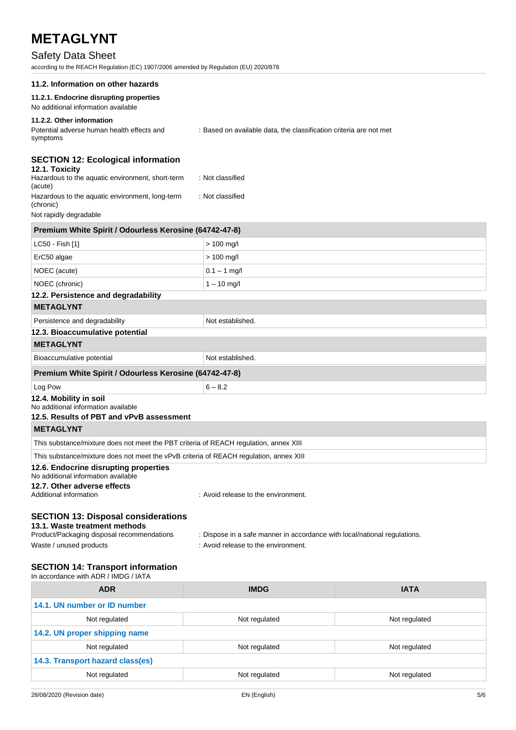### 11.2. Information on other hazards

#### 11.2.1. Endocrine disrupting properties

No additional information available

#### 11.2.2. Other information

Potential adverse human health effects and symptoms : Based on available data, the classification criteria are not met

## SECTION 12: Ecological information

### 12.1. Toxicity

Hazardous to the aquatic environment, short-term (acute) : Not classified

Hazardous to the aquatic environment, long-term (chronic) : Not classified

Not rapidly degradable

| Premium White Spirit / Odourless Kerosine (64742-47-8) | |
|---|---|
| LC50 - Fish [1] | > 100 mg/l |
| ErC50 algae | > 100 mg/l |
| NOEC (acute) | 0.1 – 1 mg/l |
| NOEC (chronic) | 1 – 10 mg/l |

### 12.2. Persistence and degradability

| METAGLYNT | |
|---|---|
| Persistence and degradability | Not established. |

### 12.3. Bioaccumulative potential

| METAGLYNT | |
|---|---|
| Bioaccumulative potential | Not established. |
| **Premium White Spirit / Odourless Kerosine (64742-47-8)** | |
| Log Pow | 6 – 8.2 |

### 12.4. Mobility in soil

No additional information available

### 12.5. Results of PBT and vPvB assessment

| METAGLYNT |
|---|
| This substance/mixture does not meet the PBT criteria of REACH regulation, annex XIII |
| This substance/mixture does not meet the vPvB criteria of REACH regulation, annex XIII |

### 12.6. Endocrine disrupting properties

No additional information available

### 12.7. Other adverse effects

Additional information : Avoid release to the environment.

## SECTION 13: Disposal considerations

### 13.1. Waste treatment methods

Product/Packaging disposal recommendations : Dispose in a safe manner in accordance with local/national regulations.

Waste / unused products : Avoid release to the environment.

## SECTION 14: Transport information

In accordance with ADR / IMDG / IATA

| ADR | IMDG | IATA |
|---|---|---|
| **14.1. UN number or ID number** | | |
| Not regulated | Not regulated | Not regulated |
| **14.2. UN proper shipping name** | | |
| Not regulated | Not regulated | Not regulated |
| **14.3. Transport hazard class(es)** | | |
| Not regulated | Not regulated | Not regulated |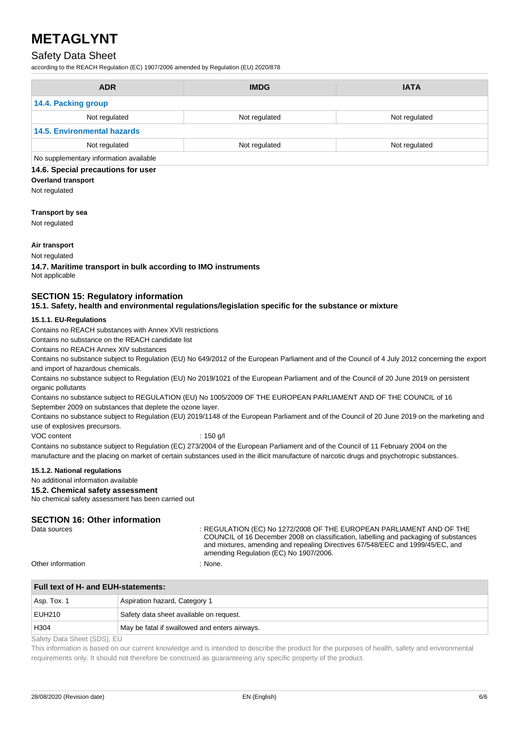| ADR | IMDG | IATA |
|---|---|---|
| **14.4. Packing group** | | |
| Not regulated | Not regulated | Not regulated |
| **14.5. Environmental hazards** | | |
| Not regulated | Not regulated | Not regulated |
| No supplementary information available | | |

### 14.6. Special precautions for user

**Overland transport**

Not regulated

**Transport by sea**

Not regulated

**Air transport**

Not regulated

### 14.7. Maritime transport in bulk according to IMO instruments

Not applicable

## SECTION 15: Regulatory information

### 15.1. Safety, health and environmental regulations/legislation specific for the substance or mixture

#### 15.1.1. EU-Regulations

Contains no REACH substances with Annex XVII restrictions

Contains no substance on the REACH candidate list

Contains no REACH Annex XIV substances

Contains no substance subject to Regulation (EU) No 649/2012 of the European Parliament and of the Council of 4 July 2012 concerning the export and import of hazardous chemicals.

Contains no substance subject to Regulation (EU) No 2019/1021 of the European Parliament and of the Council of 20 June 2019 on persistent organic pollutants

Contains no substance subject to REGULATION (EU) No 1005/2009 OF THE EUROPEAN PARLIAMENT AND OF THE COUNCIL of 16 September 2009 on substances that deplete the ozone layer.

Contains no substance subject to Regulation (EU) 2019/1148 of the European Parliament and of the Council of 20 June 2019 on the marketing and use of explosives precursors.

VOC content : 150 g/l

Contains no substance subject to Regulation (EC) 273/2004 of the European Parliament and of the Council of 11 February 2004 on the manufacture and the placing on market of certain substances used in the illicit manufacture of narcotic drugs and psychotropic substances.

#### 15.1.2. National regulations

No additional information available

### 15.2. Chemical safety assessment

No chemical safety assessment has been carried out

## SECTION 16: Other information

Data sources : REGULATION (EC) No 1272/2008 OF THE EUROPEAN PARLIAMENT AND OF THE COUNCIL of 16 December 2008 on classification, labelling and packaging of substances and mixtures, amending and repealing Directives 67/548/EEC and 1999/45/EC, and amending Regulation (EC) No 1907/2006.

Other information : None.

| Full text of H- and EUH-statements: | |
|---|---|
| Asp. Tox. 1 | Aspiration hazard, Category 1 |
| EUH210 | Safety data sheet available on request. |
| H304 | May be fatal if swallowed and enters airways. |

Safety Data Sheet (SDS), EU

This information is based on our current knowledge and is intended to describe the product for the purposes of health, safety and environmental requirements only. It should not therefore be construed as guaranteeing any specific property of the product.